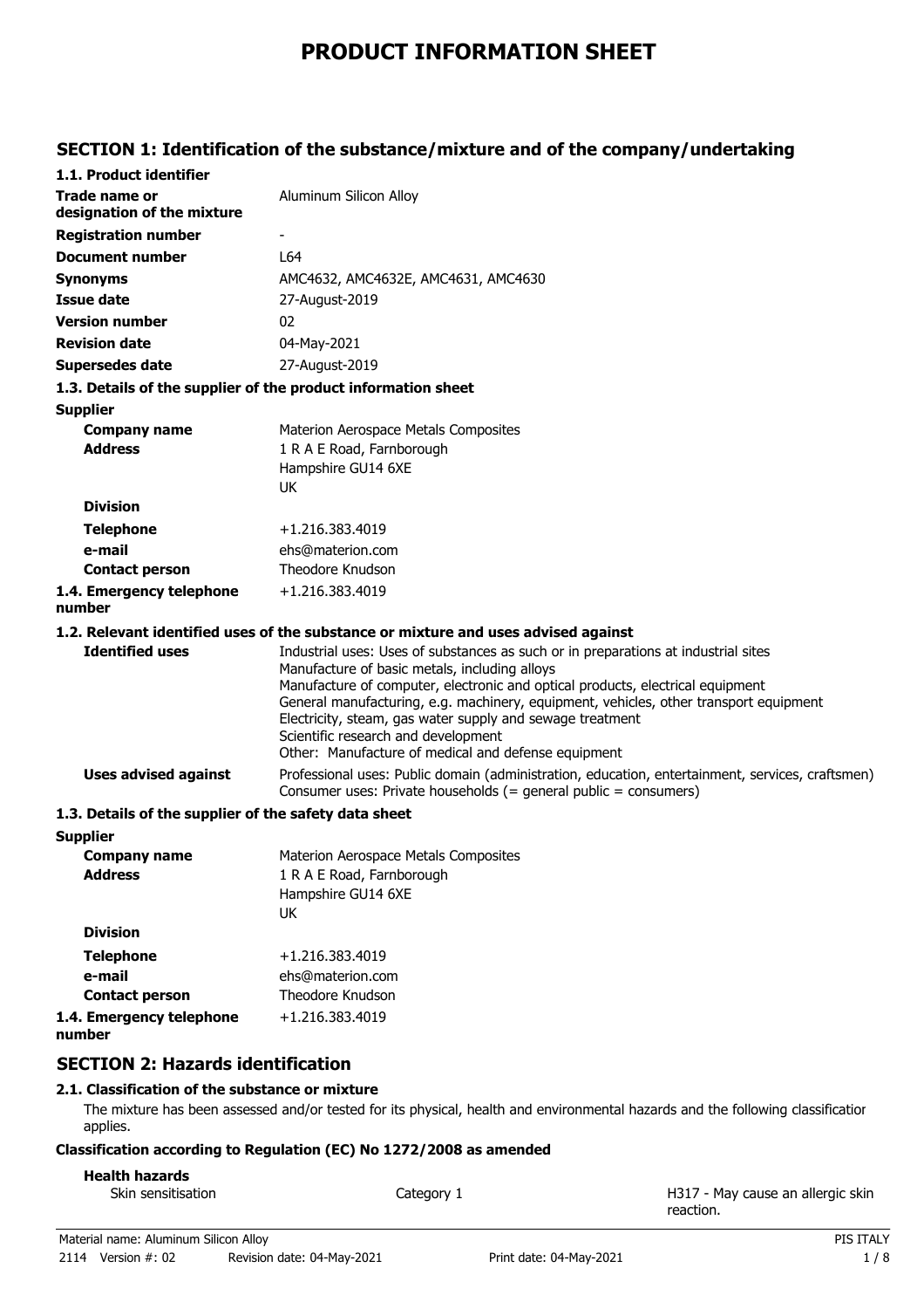# PRODUCT INFORMATION SHEET

## SECTION 1: Identification of the substance/mixture and of the company/undertaking

### 1.1. Product identifier

| | |
|---|---|
| **Trade name or designation of the mixture** | Aluminum Silicon Alloy |
| **Registration number** | - |
| **Document number** | L64 |
| **Synonyms** | AMC4632, AMC4632E, AMC4631, AMC4630 |
| **Issue date** | 27-August-2019 |
| **Version number** | 02 |
| **Revision date** | 04-May-2021 |
| **Supersedes date** | 27-August-2019 |

### 1.3. Details of the supplier of the product information sheet

**Supplier**

| | |
|---|---|
| **Company name** | Materion Aerospace Metals Composites |
| **Address** | 1 R A E Road, Farnborough<br>Hampshire GU14 6XE<br>UK |
| **Division** | |
| **Telephone** | +1.216.383.4019 |
| **e-mail** | ehs@materion.com |
| **Contact person** | Theodore Knudson |
| **1.4. Emergency telephone number** | +1.216.383.4019 |

### 1.2. Relevant identified uses of the substance or mixture and uses advised against

| | |
|---|---|
| **Identified uses** | Industrial uses: Uses of substances as such or in preparations at industrial sites<br>Manufacture of basic metals, including alloys<br>Manufacture of computer, electronic and optical products, electrical equipment<br>General manufacturing, e.g. machinery, equipment, vehicles, other transport equipment<br>Electricity, steam, gas water supply and sewage treatment<br>Scientific research and development<br>Other: Manufacture of medical and defense equipment |
| **Uses advised against** | Professional uses: Public domain (administration, education, entertainment, services, craftsmen)<br>Consumer uses: Private households (= general public = consumers) |

### 1.3. Details of the supplier of the safety data sheet

**Supplier**

| | |
|---|---|
| **Company name** | Materion Aerospace Metals Composites |
| **Address** | 1 R A E Road, Farnborough<br>Hampshire GU14 6XE<br>UK |
| **Division** | |
| **Telephone** | +1.216.383.4019 |
| **e-mail** | ehs@materion.com |
| **Contact person** | Theodore Knudson |
| **1.4. Emergency telephone number** | +1.216.383.4019 |

## SECTION 2: Hazards identification

### 2.1. Classification of the substance or mixture

The mixture has been assessed and/or tested for its physical, health and environmental hazards and the following classification applies.

**Classification according to Regulation (EC) No 1272/2008 as amended**

**Health hazards**

| | | |
|---|---|---|
| Skin sensitisation | Category 1 | H317 - May cause an allergic skin reaction. |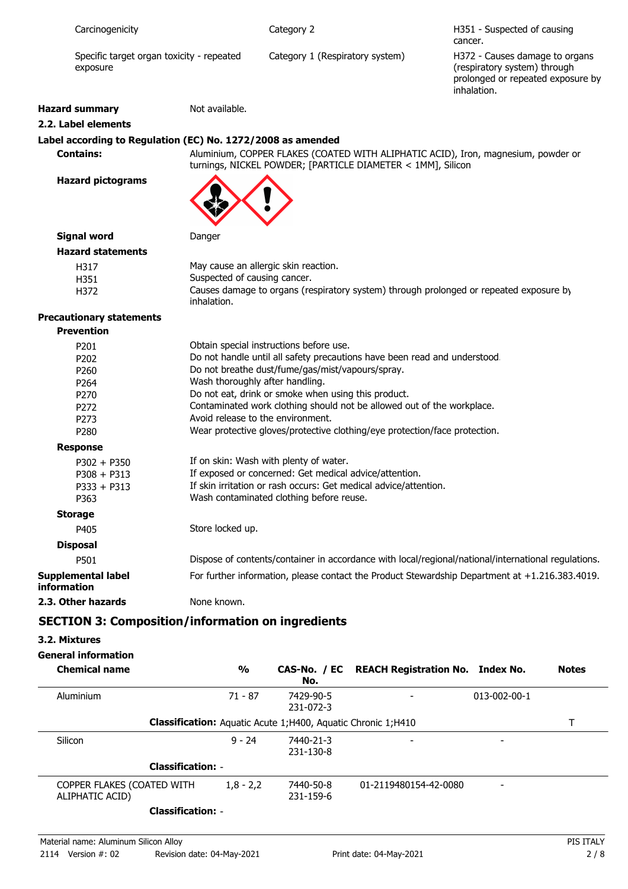| | | |
|---|---|---|
| Carcinogenicity | Category 2 | H351 - Suspected of causing cancer. |
| Specific target organ toxicity - repeated exposure | Category 1 (Respiratory system) | H372 - Causes damage to organs (respiratory system) through prolonged or repeated exposure by inhalation. |

**Hazard summary** Not available.

**2.2. Label elements**

**Label according to Regulation (EC) No. 1272/2008 as amended**

**Contains:** Aluminium, COPPER FLAKES (COATED WITH ALIPHATIC ACID), Iron, magnesium, powder or turnings, NICKEL POWDER; [PARTICLE DIAMETER < 1MM], Silicon

**Hazard pictograms**

**Signal word** Danger

**Hazard statements**

- H317 May cause an allergic skin reaction.
- H351 Suspected of causing cancer.
- H372 Causes damage to organs (respiratory system) through prolonged or repeated exposure by inhalation.

**Precautionary statements**

**Prevention**

- P201 Obtain special instructions before use.
- P202 Do not handle until all safety precautions have been read and understood.
- P260 Do not breathe dust/fume/gas/mist/vapours/spray.
- P264 Wash thoroughly after handling.
- P270 Do not eat, drink or smoke when using this product.
- P272 Contaminated work clothing should not be allowed out of the workplace.
- P273 Avoid release to the environment.
- P280 Wear protective gloves/protective clothing/eye protection/face protection.

**Response**

- P302 + P350 If on skin: Wash with plenty of water.
- P308 + P313 If exposed or concerned: Get medical advice/attention.
- P333 + P313 If skin irritation or rash occurs: Get medical advice/attention.
- P363 Wash contaminated clothing before reuse.

**Storage**

- P405 Store locked up.

**Disposal**

- P501 Dispose of contents/container in accordance with local/regional/national/international regulations.

**Supplemental label information** For further information, please contact the Product Stewardship Department at +1.216.383.4019.

**2.3. Other hazards** None known.

## SECTION 3: Composition/information on ingredients

**3.2. Mixtures**

**General information**

| Chemical name | % | CAS-No. / EC No. | REACH Registration No. | Index No. | Notes |
|---|---|---|---|---|---|
| Aluminium | 71 - 87 | 7429-90-5 231-072-3 | - | 013-002-00-1 | |
| **Classification:** Aquatic Acute 1;H400, Aquatic Chronic 1;H410 | | | | | T |
| Silicon | 9 - 24 | 7440-21-3 231-130-8 | - | - | |
| **Classification:** - | | | | | |
| COPPER FLAKES (COATED WITH ALIPHATIC ACID) | 1,8 - 2,2 | 7440-50-8 231-159-6 | 01-2119480154-42-0080 | - | |
| **Classification:** - | | | | | |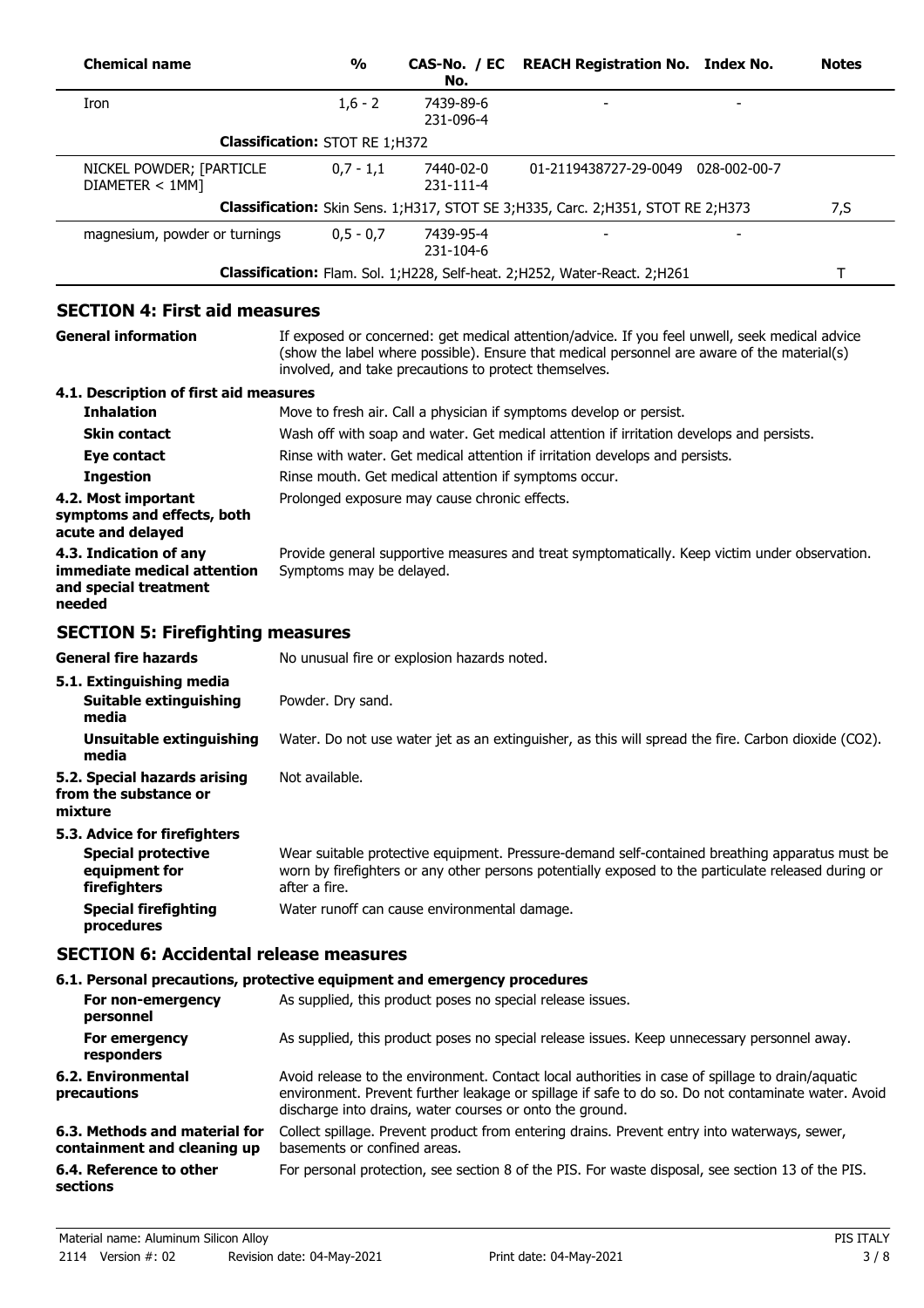| Chemical name | % | CAS-No. / EC No. | REACH Registration No. | Index No. | Notes |
|---|---|---|---|---|---|
| Iron | 1,6 - 2 | 7439-89-6 231-096-4 | - | - | |
| **Classification:** STOT RE 1;H372 | | | | | |
| NICKEL POWDER; [PARTICLE DIAMETER < 1MM] | 0,7 - 1,1 | 7440-02-0 231-111-4 | 01-2119438727-29-0049 | 028-002-00-7 | |
| **Classification:** Skin Sens. 1;H317, STOT SE 3;H335, Carc. 2;H351, STOT RE 2;H373 | | | | | 7,S |
| magnesium, powder or turnings | 0,5 - 0,7 | 7439-95-4 231-104-6 | - | - | |
| **Classification:** Flam. Sol. 1;H228, Self-heat. 2;H252, Water-React. 2;H261 | | | | | T |

## SECTION 4: First aid measures

**General information** If exposed or concerned: get medical attention/advice. If you feel unwell, seek medical advice (show the label where possible). Ensure that medical personnel are aware of the material(s) involved, and take precautions to protect themselves.

### 4.1. Description of first aid measures

**Inhalation** Move to fresh air. Call a physician if symptoms develop or persist.

**Skin contact** Wash off with soap and water. Get medical attention if irritation develops and persists.

**Eye contact** Rinse with water. Get medical attention if irritation develops and persists.

**Ingestion** Rinse mouth. Get medical attention if symptoms occur.

**4.2. Most important symptoms and effects, both acute and delayed** Prolonged exposure may cause chronic effects.

**4.3. Indication of any immediate medical attention and special treatment needed** Provide general supportive measures and treat symptomatically. Keep victim under observation. Symptoms may be delayed.

## SECTION 5: Firefighting measures

**General fire hazards** No unusual fire or explosion hazards noted.

### 5.1. Extinguishing media

**Suitable extinguishing media** Powder. Dry sand.

**Unsuitable extinguishing media** Water. Do not use water jet as an extinguisher, as this will spread the fire. Carbon dioxide ($CO_2$).

**5.2. Special hazards arising from the substance or mixture** Not available.

### 5.3. Advice for firefighters

**Special protective equipment for firefighters** Wear suitable protective equipment. Pressure-demand self-contained breathing apparatus must be worn by firefighters or any other persons potentially exposed to the particulate released during or after a fire.

**Special firefighting procedures** Water runoff can cause environmental damage.

## SECTION 6: Accidental release measures

### 6.1. Personal precautions, protective equipment and emergency procedures

**For non-emergency personnel** As supplied, this product poses no special release issues.

**For emergency responders** As supplied, this product poses no special release issues. Keep unnecessary personnel away.

**6.2. Environmental precautions** Avoid release to the environment. Contact local authorities in case of spillage to drain/aquatic environment. Prevent further leakage or spillage if safe to do so. Do not contaminate water. Avoid discharge into drains, water courses or onto the ground.

**6.3. Methods and material for containment and cleaning up** Collect spillage. Prevent product from entering drains. Prevent entry into waterways, sewer, basements or confined areas.

**6.4. Reference to other sections** For personal protection, see section 8 of the PIS. For waste disposal, see section 13 of the PIS.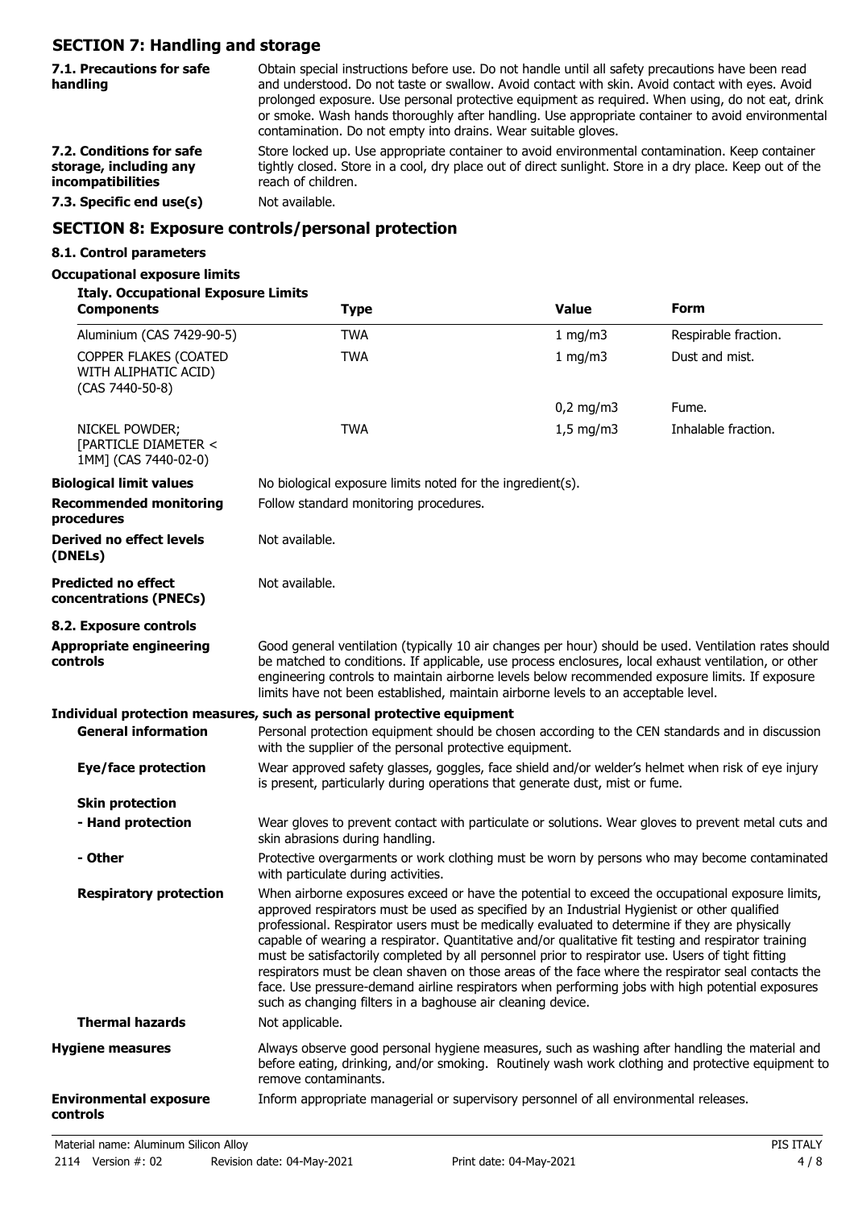## SECTION 7: Handling and storage

**7.1. Precautions for safe handling**

Obtain special instructions before use. Do not handle until all safety precautions have been read and understood. Do not taste or swallow. Avoid contact with skin. Avoid contact with eyes. Avoid prolonged exposure. Use personal protective equipment as required. When using, do not eat, drink or smoke. Wash hands thoroughly after handling. Use appropriate container to avoid environmental contamination. Do not empty into drains. Wear suitable gloves.

**7.2. Conditions for safe storage, including any incompatibilities**

Store locked up. Use appropriate container to avoid environmental contamination. Keep container tightly closed. Store in a cool, dry place out of direct sunlight. Store in a dry place. Keep out of the reach of children.

**7.3. Specific end use(s)**

Not available.

## SECTION 8: Exposure controls/personal protection

### 8.1. Control parameters

**Occupational exposure limits**

**Italy. Occupational Exposure Limits**

| Components | Type | Value | Form |
|---|---|---|---|
| Aluminium (CAS 7429-90-5) | TWA | 1 mg/m3 | Respirable fraction. |
| COPPER FLAKES (COATED WITH ALIPHATIC ACID) (CAS 7440-50-8) | TWA | 1 mg/m3 | Dust and mist. |
| | | 0,2 mg/m3 | Fume. |
| NICKEL POWDER; [PARTICLE DIAMETER < 1MM] (CAS 7440-02-0) | TWA | 1,5 mg/m3 | Inhalable fraction. |

**Biological limit values**

No biological exposure limits noted for the ingredient(s).

**Recommended monitoring procedures**

Follow standard monitoring procedures.

**Derived no effect levels (DNELs)**

Not available.

**Predicted no effect concentrations (PNECs)**

Not available.

### 8.2. Exposure controls

**Appropriate engineering controls**

Good general ventilation (typically 10 air changes per hour) should be used. Ventilation rates should be matched to conditions. If applicable, use process enclosures, local exhaust ventilation, or other engineering controls to maintain airborne levels below recommended exposure limits. If exposure limits have not been established, maintain airborne levels to an acceptable level.

**Individual protection measures, such as personal protective equipment**

**General information**

Personal protection equipment should be chosen according to the CEN standards and in discussion with the supplier of the personal protective equipment.

**Eye/face protection**

Wear approved safety glasses, goggles, face shield and/or welder's helmet when risk of eye injury is present, particularly during operations that generate dust, mist or fume.

**Skin protection**

**- Hand protection**

Wear gloves to prevent contact with particulate or solutions. Wear gloves to prevent metal cuts and skin abrasions during handling.

**- Other**

Protective overgarments or work clothing must be worn by persons who may become contaminated with particulate during activities.

**Respiratory protection**

When airborne exposures exceed or have the potential to exceed the occupational exposure limits, approved respirators must be used as specified by an Industrial Hygienist or other qualified professional. Respirator users must be medically evaluated to determine if they are physically capable of wearing a respirator. Quantitative and/or qualitative fit testing and respirator training must be satisfactorily completed by all personnel prior to respirator use. Users of tight fitting respirators must be clean shaven on those areas of the face where the respirator seal contacts the face. Use pressure-demand airline respirators when performing jobs with high potential exposures such as changing filters in a baghouse air cleaning device.

**Thermal hazards**

Not applicable.

**Hygiene measures**

Always observe good personal hygiene measures, such as washing after handling the material and before eating, drinking, and/or smoking. Routinely wash work clothing and protective equipment to remove contaminants.

**Environmental exposure controls**

Inform appropriate managerial or supervisory personnel of all environmental releases.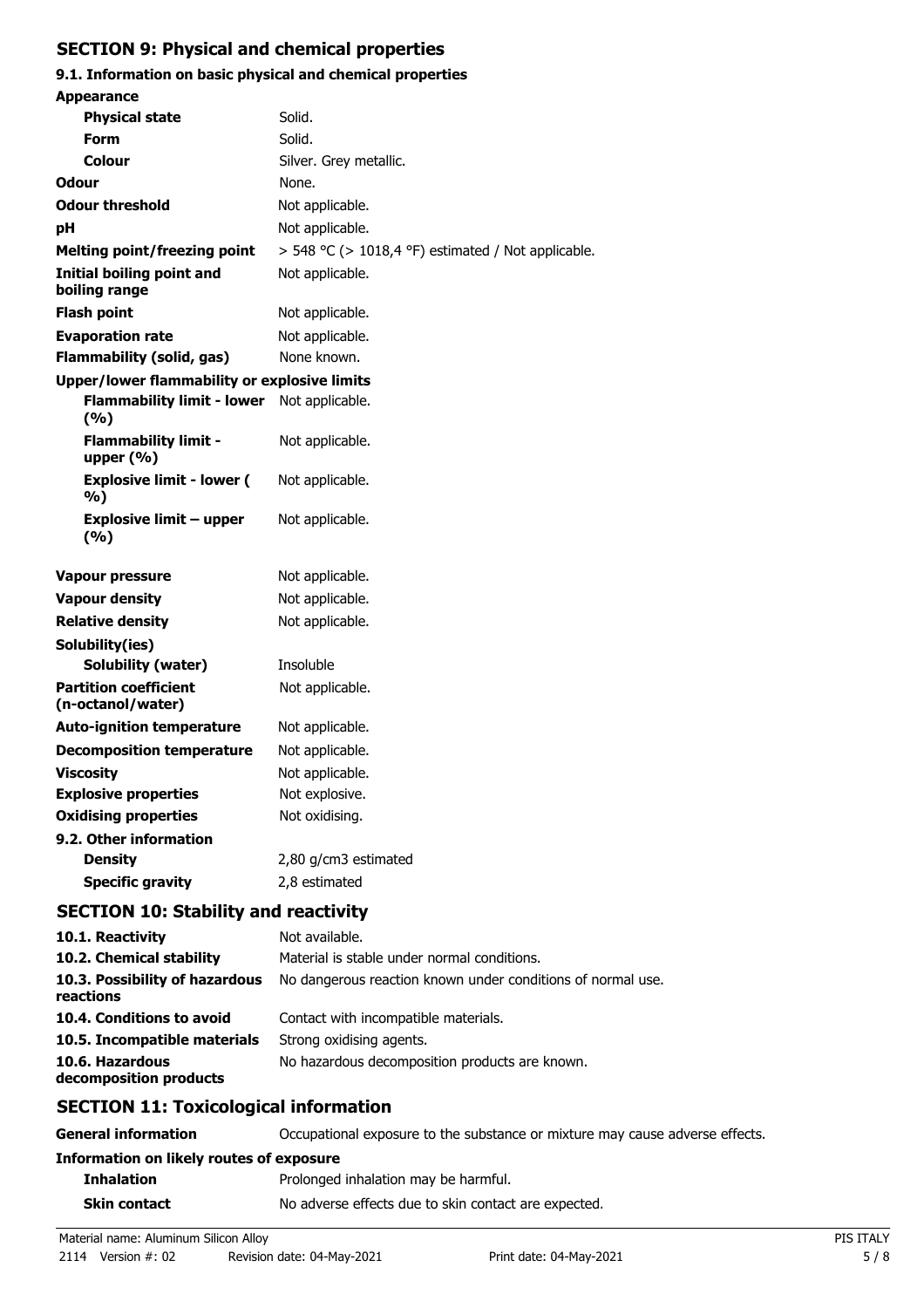## SECTION 9: Physical and chemical properties

### 9.1. Information on basic physical and chemical properties

| | |
|---|---|
| **Appearance** | |
| **Physical state** | Solid. |
| **Form** | Solid. |
| **Colour** | Silver. Grey metallic. |
| **Odour** | None. |
| **Odour threshold** | Not applicable. |
| **pH** | Not applicable. |
| **Melting point/freezing point** | > 548 °C (> 1018,4 °F) estimated / Not applicable. |
| **Initial boiling point and boiling range** | Not applicable. |
| **Flash point** | Not applicable. |
| **Evaporation rate** | Not applicable. |
| **Flammability (solid, gas)** | None known. |
| **Upper/lower flammability or explosive limits** | |
| **Flammability limit - lower (%)** | Not applicable. |
| **Flammability limit - upper (%)** | Not applicable. |
| **Explosive limit - lower (%)** | Not applicable. |
| **Explosive limit – upper (%)** | Not applicable. |
| **Vapour pressure** | Not applicable. |
| **Vapour density** | Not applicable. |
| **Relative density** | Not applicable. |
| **Solubility(ies)** | |
| **Solubility (water)** | Insoluble |
| **Partition coefficient (n-octanol/water)** | Not applicable. |
| **Auto-ignition temperature** | Not applicable. |
| **Decomposition temperature** | Not applicable. |
| **Viscosity** | Not applicable. |
| **Explosive properties** | Not explosive. |
| **Oxidising properties** | Not oxidising. |
| **9.2. Other information** | |
| **Density** | 2,80 g/cm3 estimated |
| **Specific gravity** | 2,8 estimated |

## SECTION 10: Stability and reactivity

| | |
|---|---|
| **10.1. Reactivity** | Not available. |
| **10.2. Chemical stability** | Material is stable under normal conditions. |
| **10.3. Possibility of hazardous reactions** | No dangerous reaction known under conditions of normal use. |
| **10.4. Conditions to avoid** | Contact with incompatible materials. |
| **10.5. Incompatible materials** | Strong oxidising agents. |
| **10.6. Hazardous decomposition products** | No hazardous decomposition products are known. |

## SECTION 11: Toxicological information

| | |
|---|---|
| **General information** | Occupational exposure to the substance or mixture may cause adverse effects. |
| **Information on likely routes of exposure** | |
| **Inhalation** | Prolonged inhalation may be harmful. |
| **Skin contact** | No adverse effects due to skin contact are expected. |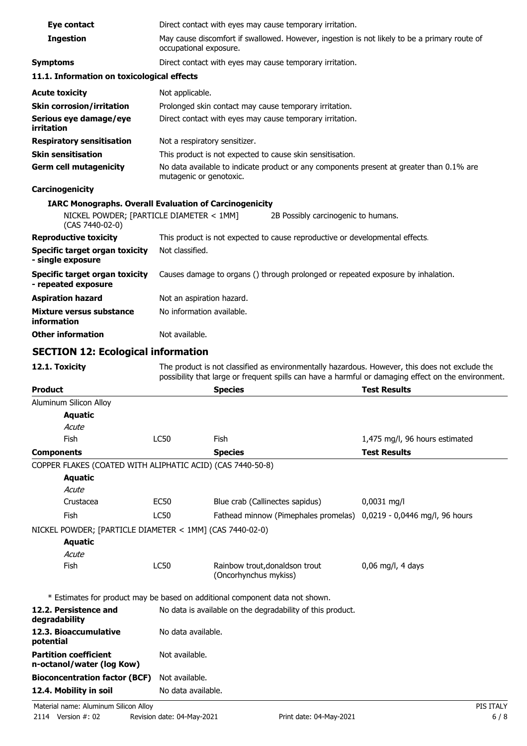| | |
|---|---|
| **Eye contact** | Direct contact with eyes may cause temporary irritation. |
| **Ingestion** | May cause discomfort if swallowed. However, ingestion is not likely to be a primary route of occupational exposure. |
| **Symptoms** | Direct contact with eyes may cause temporary irritation. |

### 11.1. Information on toxicological effects

| | |
|---|---|
| **Acute toxicity** | Not applicable. |
| **Skin corrosion/irritation** | Prolonged skin contact may cause temporary irritation. |
| **Serious eye damage/eye irritation** | Direct contact with eyes may cause temporary irritation. |
| **Respiratory sensitisation** | Not a respiratory sensitizer. |
| **Skin sensitisation** | This product is not expected to cause skin sensitisation. |
| **Germ cell mutagenicity** | No data available to indicate product or any components present at greater than 0.1% are mutagenic or genotoxic. |

**Carcinogenicity**

**IARC Monographs. Overall Evaluation of Carcinogenicity**

| | |
|---|---|
| NICKEL POWDER; [PARTICLE DIAMETER < 1MM] (CAS 7440-02-0) | 2B Possibly carcinogenic to humans. |

| | |
|---|---|
| **Reproductive toxicity** | This product is not expected to cause reproductive or developmental effects. |
| **Specific target organ toxicity - single exposure** | Not classified. |
| **Specific target organ toxicity - repeated exposure** | Causes damage to organs () through prolonged or repeated exposure by inhalation. |
| **Aspiration hazard** | Not an aspiration hazard. |
| **Mixture versus substance information** | No information available. |
| **Other information** | Not available. |

## SECTION 12: Ecological information

**12.1. Toxicity** The product is not classified as environmentally hazardous. However, this does not exclude the possibility that large or frequent spills can have a harmful or damaging effect on the environment.

| Product | | Species | Test Results |
|---|---|---|---|
| Aluminum Silicon Alloy | | | |
| **Aquatic** | | | |
| *Acute* | | | |
| Fish | LC50 | Fish | 1,475 mg/l, 96 hours estimated |
| **Components** | | **Species** | **Test Results** |
| COPPER FLAKES (COATED WITH ALIPHATIC ACID) (CAS 7440-50-8) | | | |
| **Aquatic** | | | |
| *Acute* | | | |
| Crustacea | EC50 | Blue crab (Callinectes sapidus) | 0,0031 mg/l |
| Fish | LC50 | Fathead minnow (Pimephales promelas) | 0,0219 - 0,0446 mg/l, 96 hours |
| NICKEL POWDER; [PARTICLE DIAMETER < 1MM] (CAS 7440-02-0) | | | |
| **Aquatic** | | | |
| *Acute* | | | |
| Fish | LC50 | Rainbow trout,donaldson trout (Oncorhynchus mykiss) | 0,06 mg/l, 4 days |

\* Estimates for product may be based on additional component data not shown.

| | |
|---|---|
| **12.2. Persistence and degradability** | No data is available on the degradability of this product. |
| **12.3. Bioaccumulative potential** | No data available. |
| **Partition coefficient n-octanol/water (log Kow)** | Not available. |
| **Bioconcentration factor (BCF)** | Not available. |
| **12.4. Mobility in soil** | No data available. |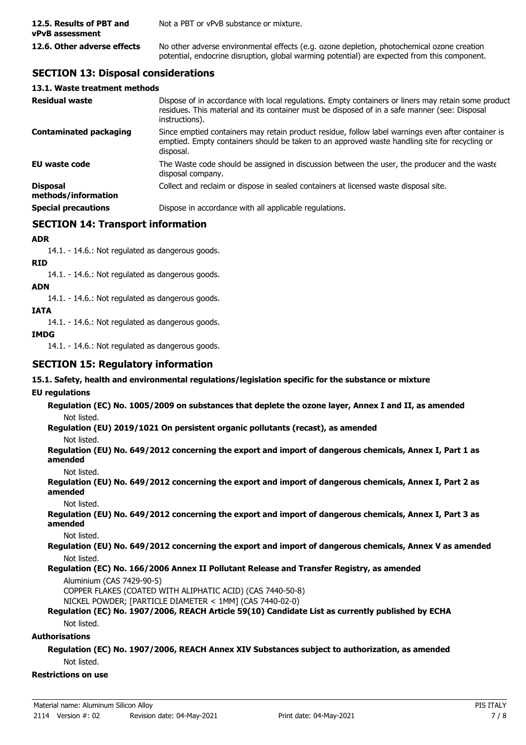| | |
|---|---|
| **12.5. Results of PBT and vPvB assessment** | Not a PBT or vPvB substance or mixture. |
| **12.6. Other adverse effects** | No other adverse environmental effects (e.g. ozone depletion, photochemical ozone creation potential, endocrine disruption, global warming potential) are expected from this component. |

## SECTION 13: Disposal considerations

### 13.1. Waste treatment methods

| | |
|---|---|
| **Residual waste** | Dispose of in accordance with local regulations. Empty containers or liners may retain some product residues. This material and its container must be disposed of in a safe manner (see: Disposal instructions). |
| **Contaminated packaging** | Since emptied containers may retain product residue, follow label warnings even after container is emptied. Empty containers should be taken to an approved waste handling site for recycling or disposal. |
| **EU waste code** | The Waste code should be assigned in discussion between the user, the producer and the waste disposal company. |
| **Disposal methods/information** | Collect and reclaim or dispose in sealed containers at licensed waste disposal site. |
| **Special precautions** | Dispose in accordance with all applicable regulations. |

## SECTION 14: Transport information

**ADR**

14.1. - 14.6.: Not regulated as dangerous goods.

**RID**

14.1. - 14.6.: Not regulated as dangerous goods.

**ADN**

14.1. - 14.6.: Not regulated as dangerous goods.

**IATA**

14.1. - 14.6.: Not regulated as dangerous goods.

**IMDG**

14.1. - 14.6.: Not regulated as dangerous goods.

## SECTION 15: Regulatory information

### 15.1. Safety, health and environmental regulations/legislation specific for the substance or mixture

**EU regulations**

**Regulation (EC) No. 1005/2009 on substances that deplete the ozone layer, Annex I and II, as amended**

Not listed.

**Regulation (EU) 2019/1021 On persistent organic pollutants (recast), as amended**

Not listed.

**Regulation (EU) No. 649/2012 concerning the export and import of dangerous chemicals, Annex I, Part 1 as amended**

Not listed.

**Regulation (EU) No. 649/2012 concerning the export and import of dangerous chemicals, Annex I, Part 2 as amended**

Not listed.

**Regulation (EU) No. 649/2012 concerning the export and import of dangerous chemicals, Annex I, Part 3 as amended**

Not listed.

**Regulation (EU) No. 649/2012 concerning the export and import of dangerous chemicals, Annex V as amended**

Not listed.

**Regulation (EC) No. 166/2006 Annex II Pollutant Release and Transfer Registry, as amended**

Aluminium (CAS 7429-90-5)
COPPER FLAKES (COATED WITH ALIPHATIC ACID) (CAS 7440-50-8)
NICKEL POWDER; [PARTICLE DIAMETER < 1MM] (CAS 7440-02-0)

**Regulation (EC) No. 1907/2006, REACH Article 59(10) Candidate List as currently published by ECHA**

Not listed.

**Authorisations**

**Regulation (EC) No. 1907/2006, REACH Annex XIV Substances subject to authorization, as amended**

Not listed.

**Restrictions on use**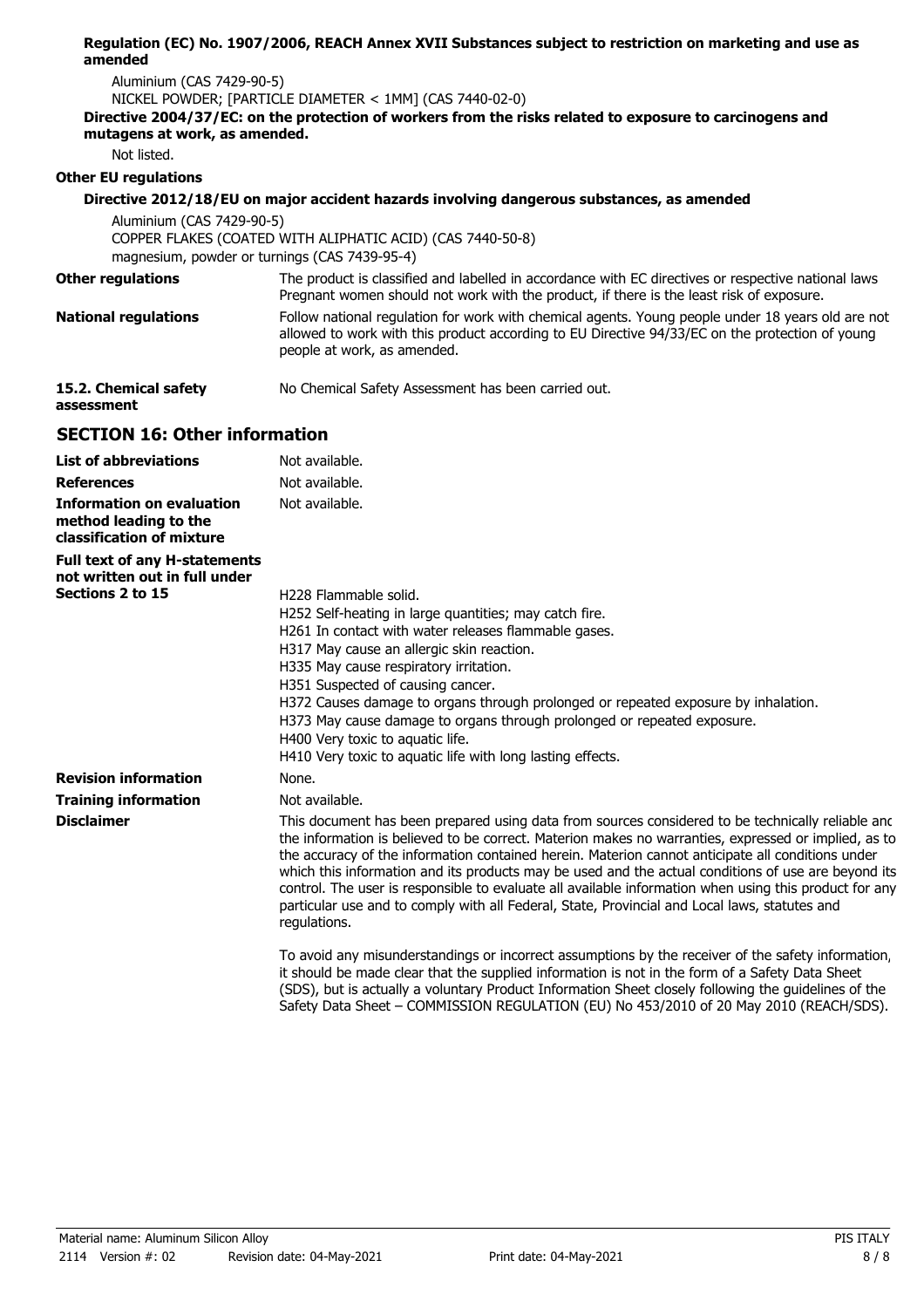**Regulation (EC) No. 1907/2006, REACH Annex XVII Substances subject to restriction on marketing and use as amended**

Aluminium (CAS 7429-90-5)
NICKEL POWDER; [PARTICLE DIAMETER < 1MM] (CAS 7440-02-0)

**Directive 2004/37/EC: on the protection of workers from the risks related to exposure to carcinogens and mutagens at work, as amended.**

Not listed.

**Other EU regulations**

**Directive 2012/18/EU on major accident hazards involving dangerous substances, as amended**

Aluminium (CAS 7429-90-5)
COPPER FLAKES (COATED WITH ALIPHATIC ACID) (CAS 7440-50-8)
magnesium, powder or turnings (CAS 7439-95-4)

**Other regulations** — The product is classified and labelled in accordance with EC directives or respective national laws Pregnant women should not work with the product, if there is the least risk of exposure.

**National regulations** — Follow national regulation for work with chemical agents. Young people under 18 years old are not allowed to work with this product according to EU Directive 94/33/EC on the protection of young people at work, as amended.

**15.2. Chemical safety assessment** — No Chemical Safety Assessment has been carried out.

## SECTION 16: Other information

**List of abbreviations** — Not available.

**References** — Not available.

**Information on evaluation method leading to the classification of mixture** — Not available.

**Full text of any H-statements not written out in full under Sections 2 to 15**

H228 Flammable solid.
H252 Self-heating in large quantities; may catch fire.
H261 In contact with water releases flammable gases.
H317 May cause an allergic skin reaction.
H335 May cause respiratory irritation.
H351 Suspected of causing cancer.
H372 Causes damage to organs through prolonged or repeated exposure by inhalation.
H373 May cause damage to organs through prolonged or repeated exposure.
H400 Very toxic to aquatic life.
H410 Very toxic to aquatic life with long lasting effects.

**Revision information** — None.

**Training information** — Not available.

**Disclaimer** — This document has been prepared using data from sources considered to be technically reliable and the information is believed to be correct. Materion makes no warranties, expressed or implied, as to the accuracy of the information contained herein. Materion cannot anticipate all conditions under which this information and its products may be used and the actual conditions of use are beyond its control. The user is responsible to evaluate all available information when using this product for any particular use and to comply with all Federal, State, Provincial and Local laws, statutes and regulations.

To avoid any misunderstandings or incorrect assumptions by the receiver of the safety information, it should be made clear that the supplied information is not in the form of a Safety Data Sheet (SDS), but is actually a voluntary Product Information Sheet closely following the guidelines of the Safety Data Sheet – COMMISSION REGULATION (EU) No 453/2010 of 20 May 2010 (REACH/SDS).